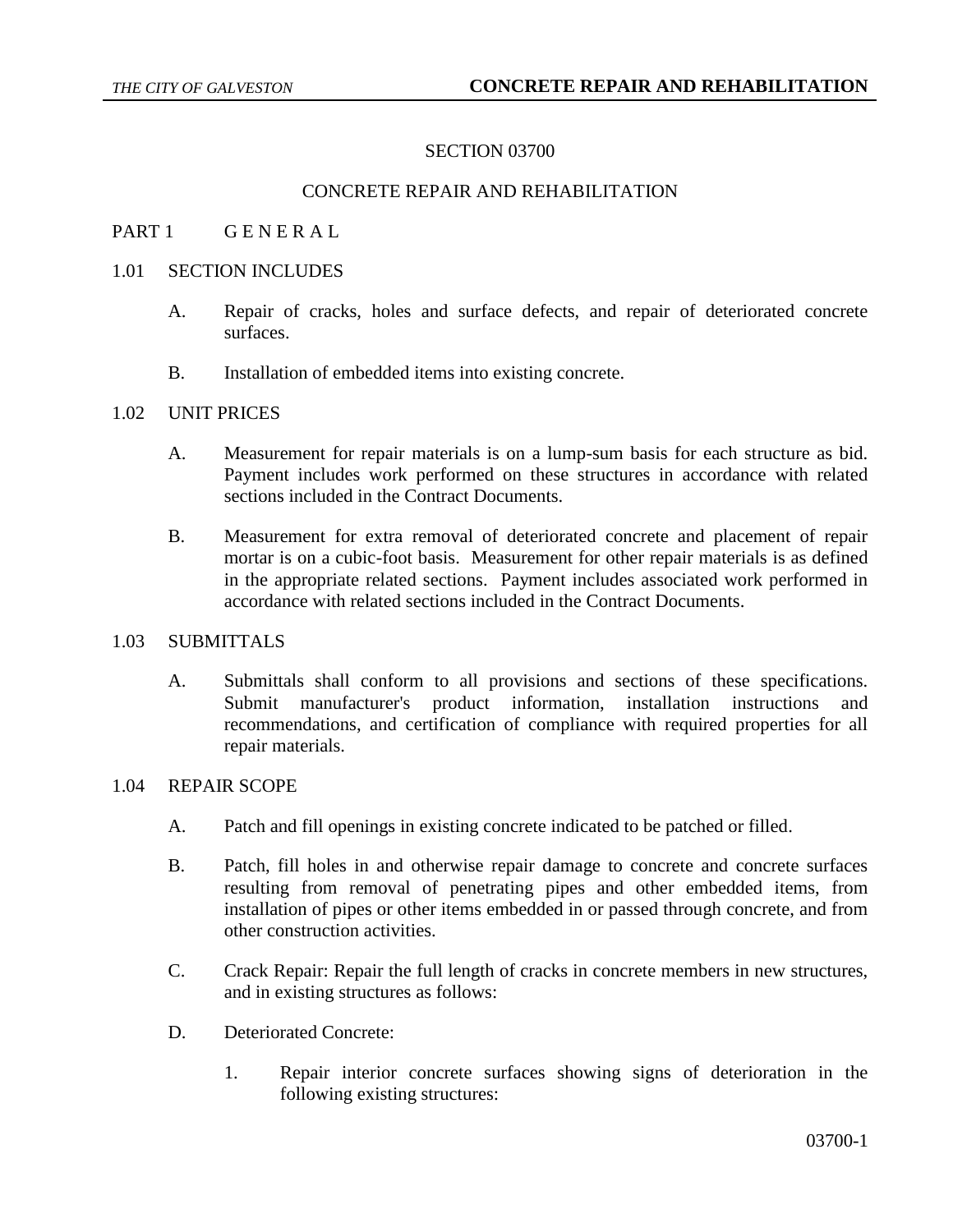# SECTION 03700

# CONCRETE REPAIR AND REHABILITATION

## PART 1 G E N E R A L

### 1.01 SECTION INCLUDES

A. Repair of cracks, holes and surface defects, and repair of deteriorated concrete surfaces.

B. Installation of embedded items into existing concrete.

### 1.02 UNIT PRICES

A. Measurement for repair materials is on a lump-sum basis for each structure as bid. Payment includes work performed on these structures in accordance with related sections included in the Contract Documents.

B. Measurement for extra removal of deteriorated concrete and placement of repair mortar is on a cubic-foot basis. Measurement for other repair materials is as defined in the appropriate related sections. Payment includes associated work performed in accordance with related sections included in the Contract Documents.

### 1.03 SUBMITTALS

A. Submittals shall conform to all provisions and sections of these specifications. Submit manufacturer's product information, installation instructions and recommendations, and certification of compliance with required properties for all repair materials.

### 1.04 REPAIR SCOPE

A. Patch and fill openings in existing concrete indicated to be patched or filled.

B. Patch, fill holes in and otherwise repair damage to concrete and concrete surfaces resulting from removal of penetrating pipes and other embedded items, from installation of pipes or other items embedded in or passed through concrete, and from other construction activities.

C. Crack Repair: Repair the full length of cracks in concrete members in new structures, and in existing structures as follows:

D. Deteriorated Concrete:

1. Repair interior concrete surfaces showing signs of deterioration in the following existing structures: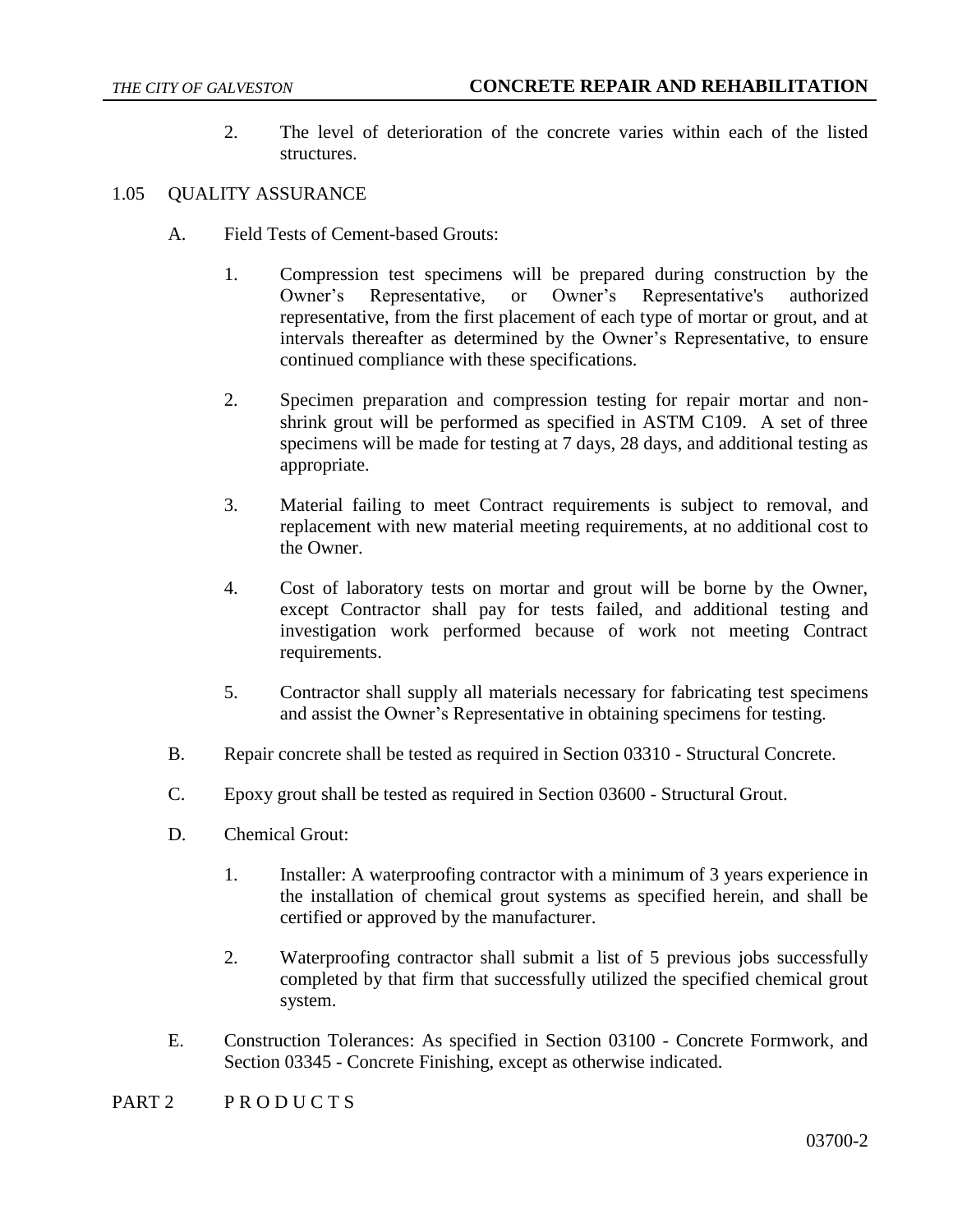2. The level of deterioration of the concrete varies within each of the listed structures.

## 1.05 QUALITY ASSURANCE

A. Field Tests of Cement-based Grouts:

1. Compression test specimens will be prepared during construction by the Owner's Representative, or Owner's Representative's authorized representative, from the first placement of each type of mortar or grout, and at intervals thereafter as determined by the Owner's Representative, to ensure continued compliance with these specifications.

2. Specimen preparation and compression testing for repair mortar and non-shrink grout will be performed as specified in ASTM C109. A set of three specimens will be made for testing at 7 days, 28 days, and additional testing as appropriate.

3. Material failing to meet Contract requirements is subject to removal, and replacement with new material meeting requirements, at no additional cost to the Owner.

4. Cost of laboratory tests on mortar and grout will be borne by the Owner, except Contractor shall pay for tests failed, and additional testing and investigation work performed because of work not meeting Contract requirements.

5. Contractor shall supply all materials necessary for fabricating test specimens and assist the Owner's Representative in obtaining specimens for testing.

B. Repair concrete shall be tested as required in Section 03310 - Structural Concrete.

C. Epoxy grout shall be tested as required in Section 03600 - Structural Grout.

D. Chemical Grout:

1. Installer: A waterproofing contractor with a minimum of 3 years experience in the installation of chemical grout systems as specified herein, and shall be certified or approved by the manufacturer.

2. Waterproofing contractor shall submit a list of 5 previous jobs successfully completed by that firm that successfully utilized the specified chemical grout system.

E. Construction Tolerances: As specified in Section 03100 - Concrete Formwork, and Section 03345 - Concrete Finishing, except as otherwise indicated.

# PART 2 P R O D U C T S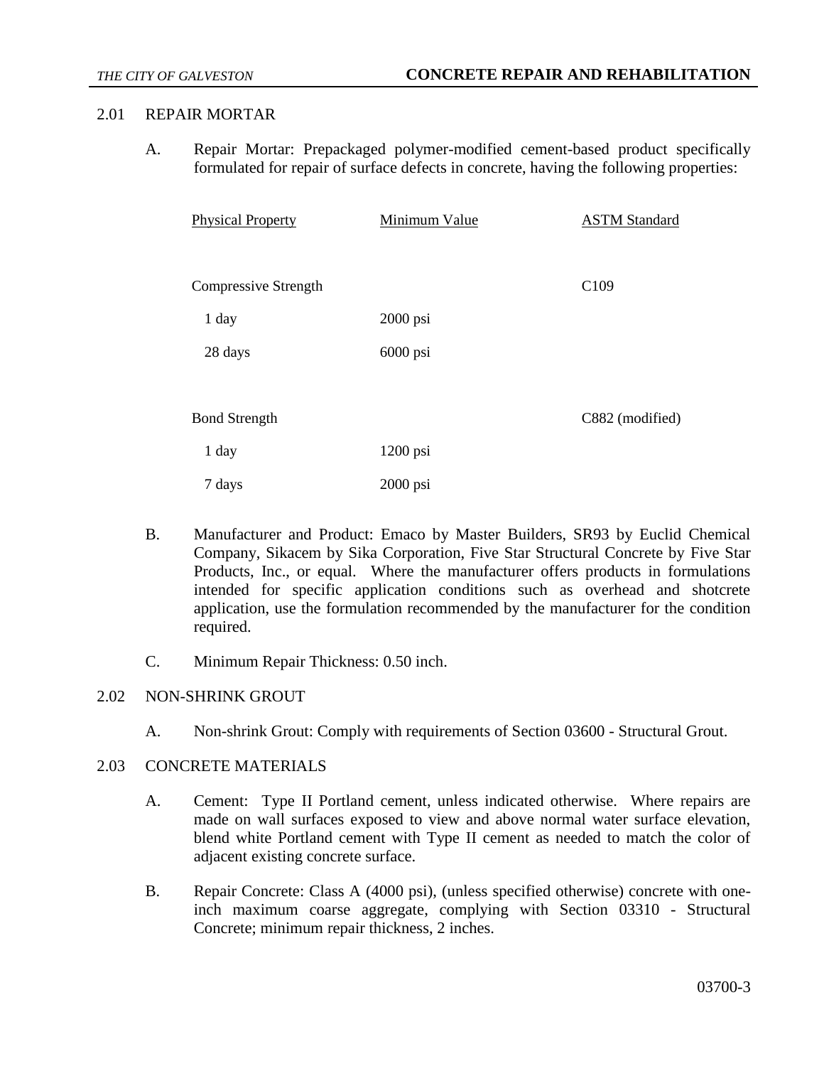## 2.01 REPAIR MORTAR

A. Repair Mortar: Prepackaged polymer-modified cement-based product specifically formulated for repair of surface defects in concrete, having the following properties:

| Physical Property | Minimum Value | ASTM Standard |
|---|---|---|
| Compressive Strength | | C109 |
| 1 day | 2000 psi | |
| 28 days | 6000 psi | |
| Bond Strength | | C882 (modified) |
| 1 day | 1200 psi | |
| 7 days | 2000 psi | |

B. Manufacturer and Product: Emaco by Master Builders, SR93 by Euclid Chemical Company, Sikacem by Sika Corporation, Five Star Structural Concrete by Five Star Products, Inc., or equal. Where the manufacturer offers products in formulations intended for specific application conditions such as overhead and shotcrete application, use the formulation recommended by the manufacturer for the condition required.

C. Minimum Repair Thickness: 0.50 inch.

## 2.02 NON-SHRINK GROUT

A. Non-shrink Grout: Comply with requirements of Section 03600 - Structural Grout.

## 2.03 CONCRETE MATERIALS

A. Cement: Type II Portland cement, unless indicated otherwise. Where repairs are made on wall surfaces exposed to view and above normal water surface elevation, blend white Portland cement with Type II cement as needed to match the color of adjacent existing concrete surface.

B. Repair Concrete: Class A (4000 psi), (unless specified otherwise) concrete with one-inch maximum coarse aggregate, complying with Section 03310 - Structural Concrete; minimum repair thickness, 2 inches.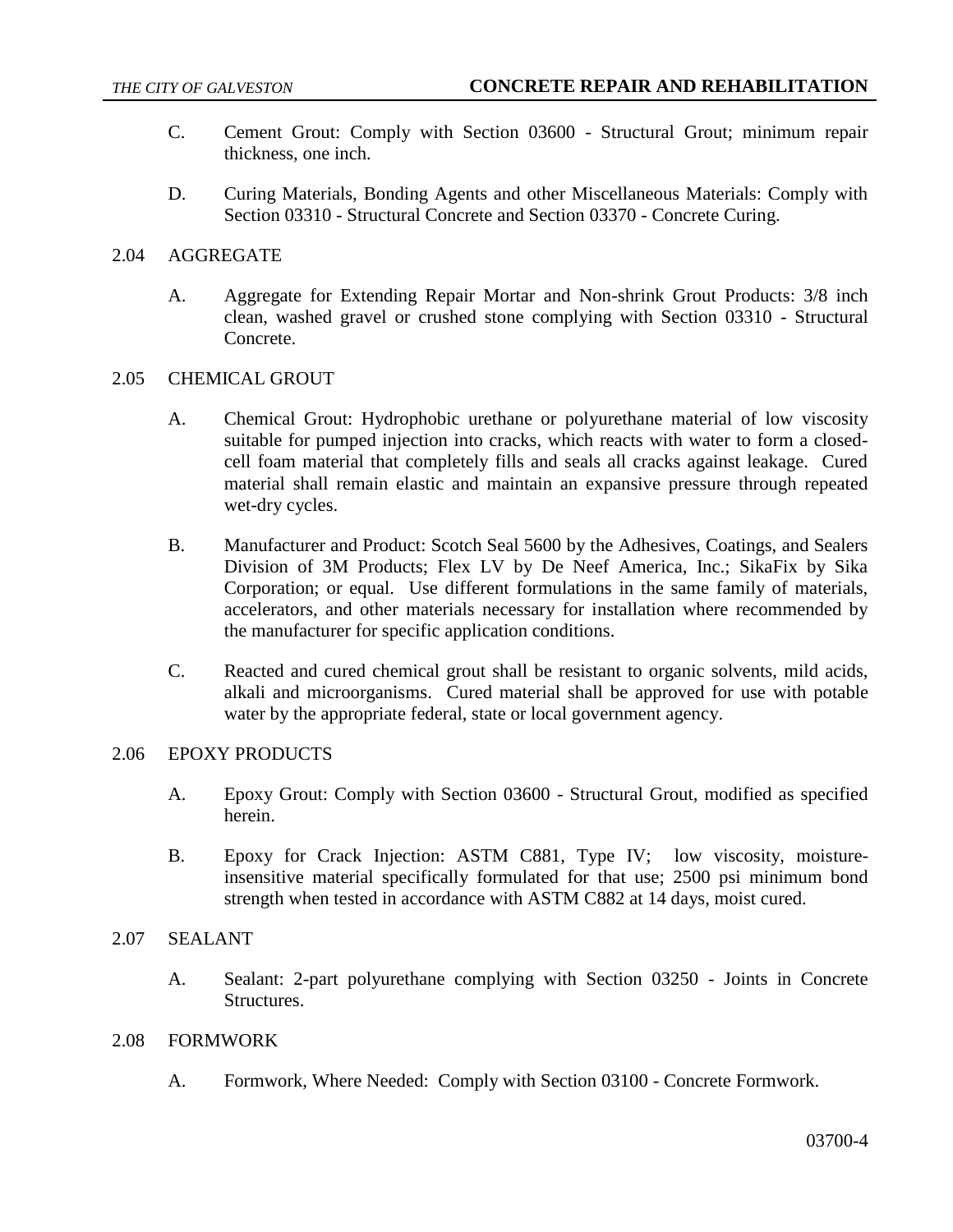C. Cement Grout: Comply with Section 03600 - Structural Grout; minimum repair thickness, one inch.

D. Curing Materials, Bonding Agents and other Miscellaneous Materials: Comply with Section 03310 - Structural Concrete and Section 03370 - Concrete Curing.

## 2.04 AGGREGATE

A. Aggregate for Extending Repair Mortar and Non-shrink Grout Products: 3/8 inch clean, washed gravel or crushed stone complying with Section 03310 - Structural Concrete.

## 2.05 CHEMICAL GROUT

A. Chemical Grout: Hydrophobic urethane or polyurethane material of low viscosity suitable for pumped injection into cracks, which reacts with water to form a closed-cell foam material that completely fills and seals all cracks against leakage. Cured material shall remain elastic and maintain an expansive pressure through repeated wet-dry cycles.

B. Manufacturer and Product: Scotch Seal 5600 by the Adhesives, Coatings, and Sealers Division of 3M Products; Flex LV by De Neef America, Inc.; SikaFix by Sika Corporation; or equal. Use different formulations in the same family of materials, accelerators, and other materials necessary for installation where recommended by the manufacturer for specific application conditions.

C. Reacted and cured chemical grout shall be resistant to organic solvents, mild acids, alkali and microorganisms. Cured material shall be approved for use with potable water by the appropriate federal, state or local government agency.

## 2.06 EPOXY PRODUCTS

A. Epoxy Grout: Comply with Section 03600 - Structural Grout, modified as specified herein.

B. Epoxy for Crack Injection: ASTM C881, Type IV; low viscosity, moisture-insensitive material specifically formulated for that use; 2500 psi minimum bond strength when tested in accordance with ASTM C882 at 14 days, moist cured.

## 2.07 SEALANT

A. Sealant: 2-part polyurethane complying with Section 03250 - Joints in Concrete Structures.

## 2.08 FORMWORK

A. Formwork, Where Needed: Comply with Section 03100 - Concrete Formwork.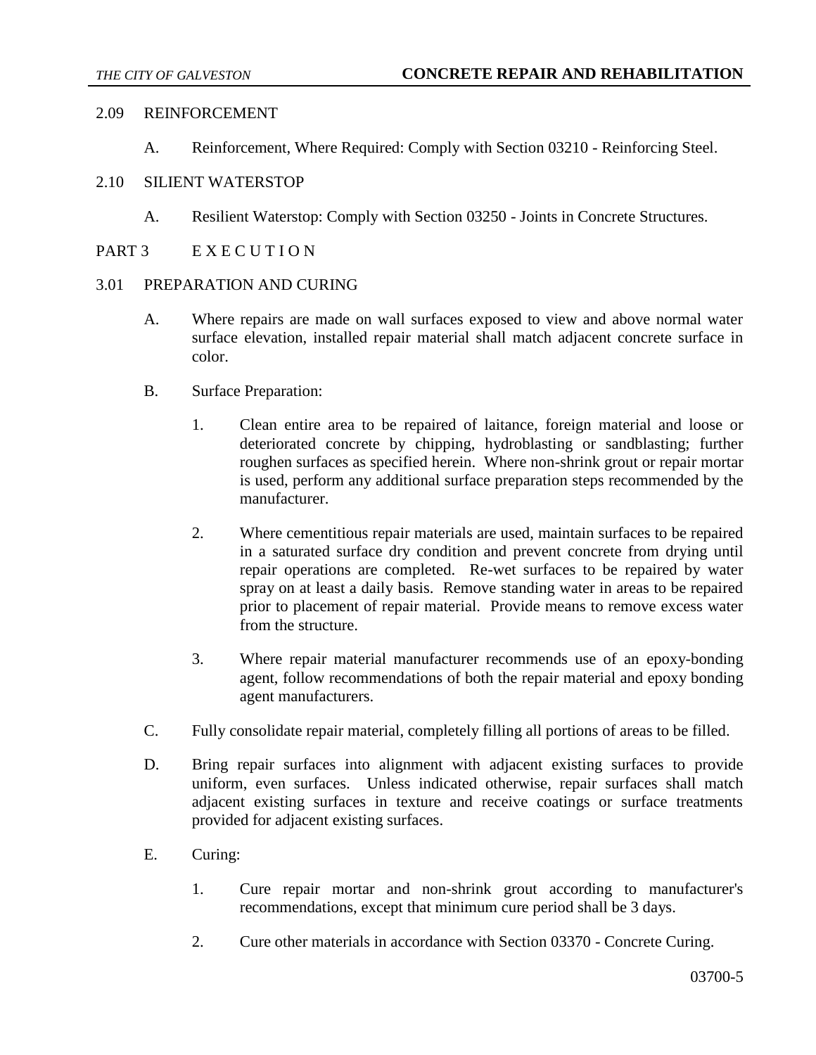## 2.09 REINFORCEMENT

A. Reinforcement, Where Required: Comply with Section 03210 - Reinforcing Steel.

## 2.10 SILIENT WATERSTOP

A. Resilient Waterstop: Comply with Section 03250 - Joints in Concrete Structures.

# PART 3 E X E C U T I O N

## 3.01 PREPARATION AND CURING

A. Where repairs are made on wall surfaces exposed to view and above normal water surface elevation, installed repair material shall match adjacent concrete surface in color.

B. Surface Preparation:

1. Clean entire area to be repaired of laitance, foreign material and loose or deteriorated concrete by chipping, hydroblasting or sandblasting; further roughen surfaces as specified herein. Where non-shrink grout or repair mortar is used, perform any additional surface preparation steps recommended by the manufacturer.

2. Where cementitious repair materials are used, maintain surfaces to be repaired in a saturated surface dry condition and prevent concrete from drying until repair operations are completed. Re-wet surfaces to be repaired by water spray on at least a daily basis. Remove standing water in areas to be repaired prior to placement of repair material. Provide means to remove excess water from the structure.

3. Where repair material manufacturer recommends use of an epoxy-bonding agent, follow recommendations of both the repair material and epoxy bonding agent manufacturers.

C. Fully consolidate repair material, completely filling all portions of areas to be filled.

D. Bring repair surfaces into alignment with adjacent existing surfaces to provide uniform, even surfaces. Unless indicated otherwise, repair surfaces shall match adjacent existing surfaces in texture and receive coatings or surface treatments provided for adjacent existing surfaces.

E. Curing:

1. Cure repair mortar and non-shrink grout according to manufacturer's recommendations, except that minimum cure period shall be 3 days.

2. Cure other materials in accordance with Section 03370 - Concrete Curing.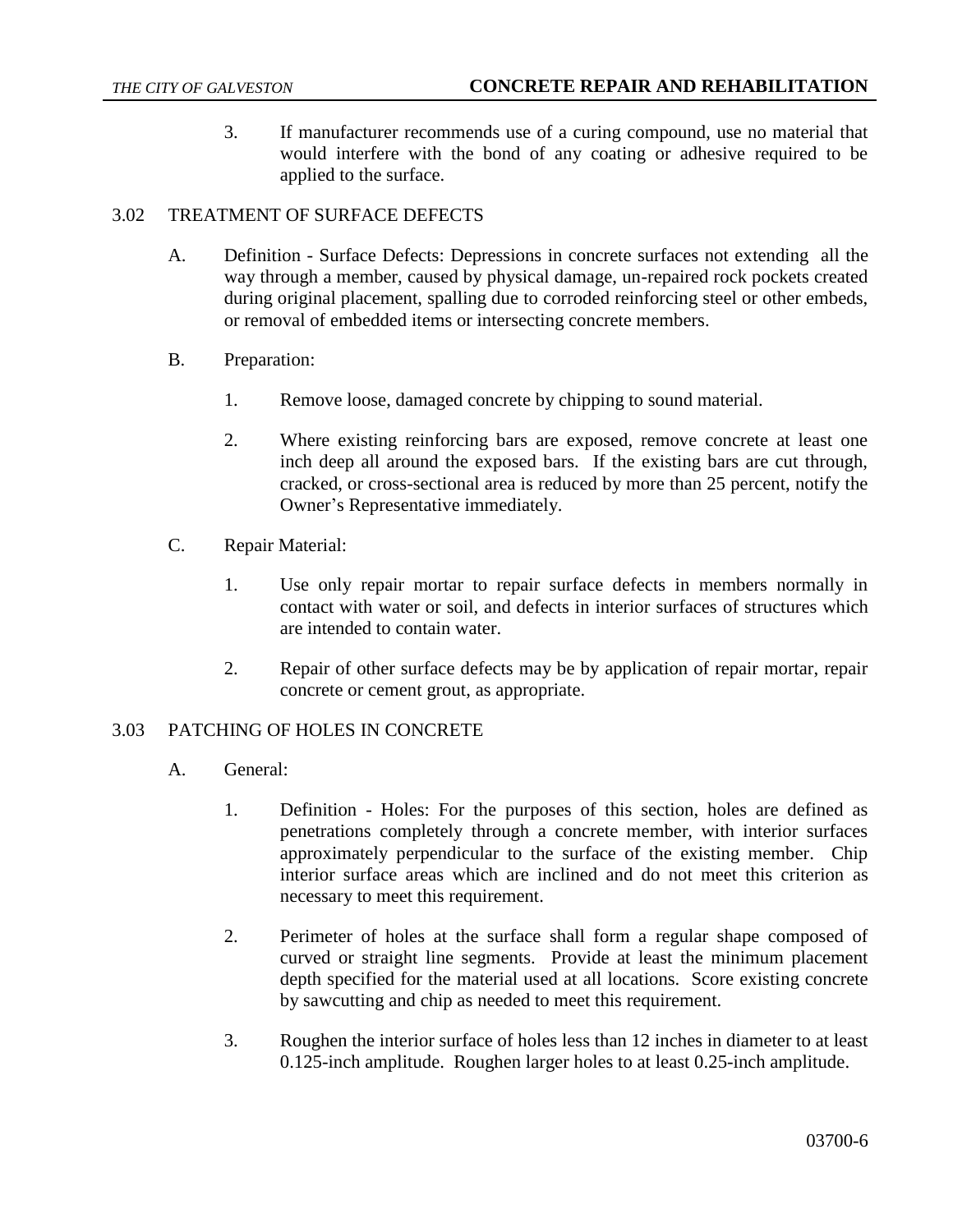3. If manufacturer recommends use of a curing compound, use no material that would interfere with the bond of any coating or adhesive required to be applied to the surface.

## 3.02 TREATMENT OF SURFACE DEFECTS

A. Definition - Surface Defects: Depressions in concrete surfaces not extending all the way through a member, caused by physical damage, un-repaired rock pockets created during original placement, spalling due to corroded reinforcing steel or other embeds, or removal of embedded items or intersecting concrete members.

B. Preparation:

1. Remove loose, damaged concrete by chipping to sound material.

2. Where existing reinforcing bars are exposed, remove concrete at least one inch deep all around the exposed bars. If the existing bars are cut through, cracked, or cross-sectional area is reduced by more than 25 percent, notify the Owner's Representative immediately.

C. Repair Material:

1. Use only repair mortar to repair surface defects in members normally in contact with water or soil, and defects in interior surfaces of structures which are intended to contain water.

2. Repair of other surface defects may be by application of repair mortar, repair concrete or cement grout, as appropriate.

## 3.03 PATCHING OF HOLES IN CONCRETE

A. General:

1. Definition - Holes: For the purposes of this section, holes are defined as penetrations completely through a concrete member, with interior surfaces approximately perpendicular to the surface of the existing member. Chip interior surface areas which are inclined and do not meet this criterion as necessary to meet this requirement.

2. Perimeter of holes at the surface shall form a regular shape composed of curved or straight line segments. Provide at least the minimum placement depth specified for the material used at all locations. Score existing concrete by sawcutting and chip as needed to meet this requirement.

3. Roughen the interior surface of holes less than 12 inches in diameter to at least 0.125-inch amplitude. Roughen larger holes to at least 0.25-inch amplitude.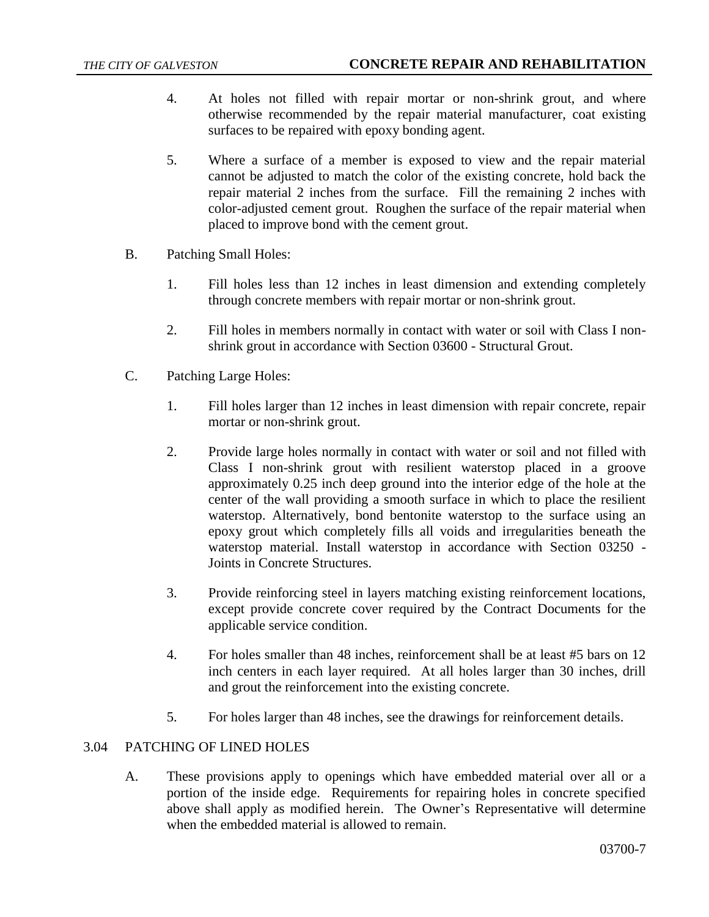4. At holes not filled with repair mortar or non-shrink grout, and where otherwise recommended by the repair material manufacturer, coat existing surfaces to be repaired with epoxy bonding agent.

5. Where a surface of a member is exposed to view and the repair material cannot be adjusted to match the color of the existing concrete, hold back the repair material 2 inches from the surface. Fill the remaining 2 inches with color-adjusted cement grout. Roughen the surface of the repair material when placed to improve bond with the cement grout.

B. Patching Small Holes:

1. Fill holes less than 12 inches in least dimension and extending completely through concrete members with repair mortar or non-shrink grout.

2. Fill holes in members normally in contact with water or soil with Class I non-shrink grout in accordance with Section 03600 - Structural Grout.

C. Patching Large Holes:

1. Fill holes larger than 12 inches in least dimension with repair concrete, repair mortar or non-shrink grout.

2. Provide large holes normally in contact with water or soil and not filled with Class I non-shrink grout with resilient waterstop placed in a groove approximately 0.25 inch deep ground into the interior edge of the hole at the center of the wall providing a smooth surface in which to place the resilient waterstop. Alternatively, bond bentonite waterstop to the surface using an epoxy grout which completely fills all voids and irregularities beneath the waterstop material. Install waterstop in accordance with Section 03250 - Joints in Concrete Structures.

3. Provide reinforcing steel in layers matching existing reinforcement locations, except provide concrete cover required by the Contract Documents for the applicable service condition.

4. For holes smaller than 48 inches, reinforcement shall be at least #5 bars on 12 inch centers in each layer required. At all holes larger than 30 inches, drill and grout the reinforcement into the existing concrete.

5. For holes larger than 48 inches, see the drawings for reinforcement details.

## 3.04 PATCHING OF LINED HOLES

A. These provisions apply to openings which have embedded material over all or a portion of the inside edge. Requirements for repairing holes in concrete specified above shall apply as modified herein. The Owner's Representative will determine when the embedded material is allowed to remain.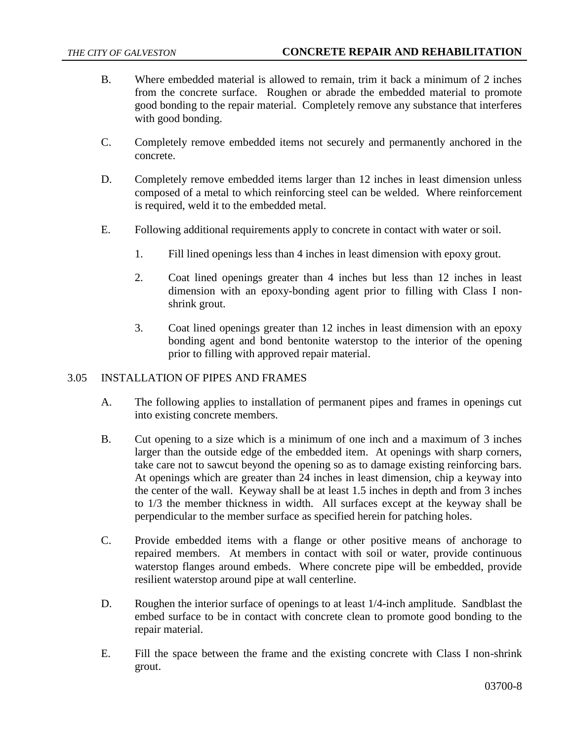B. Where embedded material is allowed to remain, trim it back a minimum of 2 inches from the concrete surface. Roughen or abrade the embedded material to promote good bonding to the repair material. Completely remove any substance that interferes with good bonding.

C. Completely remove embedded items not securely and permanently anchored in the concrete.

D. Completely remove embedded items larger than 12 inches in least dimension unless composed of a metal to which reinforcing steel can be welded. Where reinforcement is required, weld it to the embedded metal.

E. Following additional requirements apply to concrete in contact with water or soil.

   1. Fill lined openings less than 4 inches in least dimension with epoxy grout.

   2. Coat lined openings greater than 4 inches but less than 12 inches in least dimension with an epoxy-bonding agent prior to filling with Class I non-shrink grout.

   3. Coat lined openings greater than 12 inches in least dimension with an epoxy bonding agent and bond bentonite waterstop to the interior of the opening prior to filling with approved repair material.

## 3.05 INSTALLATION OF PIPES AND FRAMES

A. The following applies to installation of permanent pipes and frames in openings cut into existing concrete members.

B. Cut opening to a size which is a minimum of one inch and a maximum of 3 inches larger than the outside edge of the embedded item. At openings with sharp corners, take care not to sawcut beyond the opening so as to damage existing reinforcing bars. At openings which are greater than 24 inches in least dimension, chip a keyway into the center of the wall. Keyway shall be at least 1.5 inches in depth and from 3 inches to 1/3 the member thickness in width. All surfaces except at the keyway shall be perpendicular to the member surface as specified herein for patching holes.

C. Provide embedded items with a flange or other positive means of anchorage to repaired members. At members in contact with soil or water, provide continuous waterstop flanges around embeds. Where concrete pipe will be embedded, provide resilient waterstop around pipe at wall centerline.

D. Roughen the interior surface of openings to at least 1/4-inch amplitude. Sandblast the embed surface to be in contact with concrete clean to promote good bonding to the repair material.

E. Fill the space between the frame and the existing concrete with Class I non-shrink grout.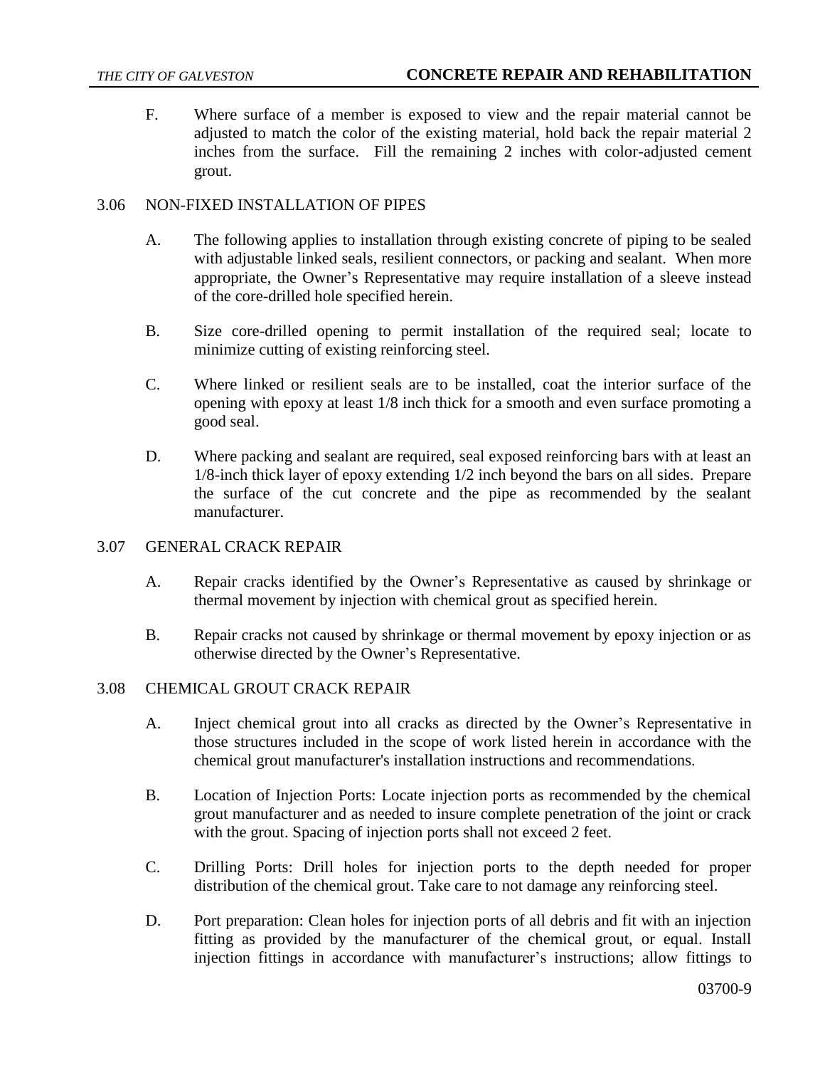F. Where surface of a member is exposed to view and the repair material cannot be adjusted to match the color of the existing material, hold back the repair material 2 inches from the surface. Fill the remaining 2 inches with color-adjusted cement grout.

## 3.06 NON-FIXED INSTALLATION OF PIPES

A. The following applies to installation through existing concrete of piping to be sealed with adjustable linked seals, resilient connectors, or packing and sealant. When more appropriate, the Owner's Representative may require installation of a sleeve instead of the core-drilled hole specified herein.

B. Size core-drilled opening to permit installation of the required seal; locate to minimize cutting of existing reinforcing steel.

C. Where linked or resilient seals are to be installed, coat the interior surface of the opening with epoxy at least 1/8 inch thick for a smooth and even surface promoting a good seal.

D. Where packing and sealant are required, seal exposed reinforcing bars with at least an 1/8-inch thick layer of epoxy extending 1/2 inch beyond the bars on all sides. Prepare the surface of the cut concrete and the pipe as recommended by the sealant manufacturer.

## 3.07 GENERAL CRACK REPAIR

A. Repair cracks identified by the Owner's Representative as caused by shrinkage or thermal movement by injection with chemical grout as specified herein.

B. Repair cracks not caused by shrinkage or thermal movement by epoxy injection or as otherwise directed by the Owner's Representative.

## 3.08 CHEMICAL GROUT CRACK REPAIR

A. Inject chemical grout into all cracks as directed by the Owner's Representative in those structures included in the scope of work listed herein in accordance with the chemical grout manufacturer's installation instructions and recommendations.

B. Location of Injection Ports: Locate injection ports as recommended by the chemical grout manufacturer and as needed to insure complete penetration of the joint or crack with the grout. Spacing of injection ports shall not exceed 2 feet.

C. Drilling Ports: Drill holes for injection ports to the depth needed for proper distribution of the chemical grout. Take care to not damage any reinforcing steel.

D. Port preparation: Clean holes for injection ports of all debris and fit with an injection fitting as provided by the manufacturer of the chemical grout, or equal. Install injection fittings in accordance with manufacturer's instructions; allow fittings to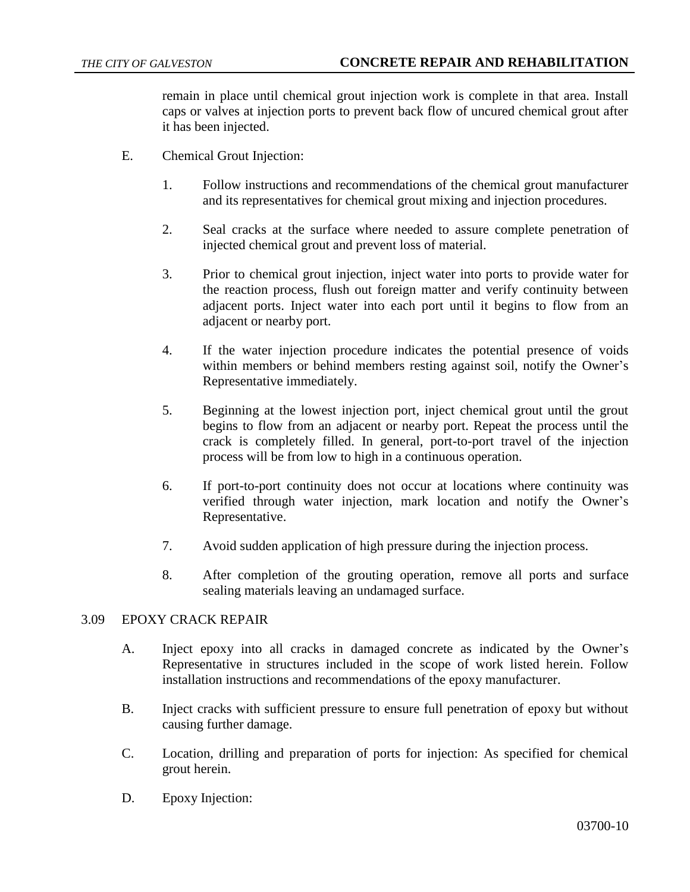remain in place until chemical grout injection work is complete in that area. Install caps or valves at injection ports to prevent back flow of uncured chemical grout after it has been injected.

E. Chemical Grout Injection:

1. Follow instructions and recommendations of the chemical grout manufacturer and its representatives for chemical grout mixing and injection procedures.

2. Seal cracks at the surface where needed to assure complete penetration of injected chemical grout and prevent loss of material.

3. Prior to chemical grout injection, inject water into ports to provide water for the reaction process, flush out foreign matter and verify continuity between adjacent ports. Inject water into each port until it begins to flow from an adjacent or nearby port.

4. If the water injection procedure indicates the potential presence of voids within members or behind members resting against soil, notify the Owner's Representative immediately.

5. Beginning at the lowest injection port, inject chemical grout until the grout begins to flow from an adjacent or nearby port. Repeat the process until the crack is completely filled. In general, port-to-port travel of the injection process will be from low to high in a continuous operation.

6. If port-to-port continuity does not occur at locations where continuity was verified through water injection, mark location and notify the Owner's Representative.

7. Avoid sudden application of high pressure during the injection process.

8. After completion of the grouting operation, remove all ports and surface sealing materials leaving an undamaged surface.

## 3.09 EPOXY CRACK REPAIR

A. Inject epoxy into all cracks in damaged concrete as indicated by the Owner's Representative in structures included in the scope of work listed herein. Follow installation instructions and recommendations of the epoxy manufacturer.

B. Inject cracks with sufficient pressure to ensure full penetration of epoxy but without causing further damage.

C. Location, drilling and preparation of ports for injection: As specified for chemical grout herein.

D. Epoxy Injection: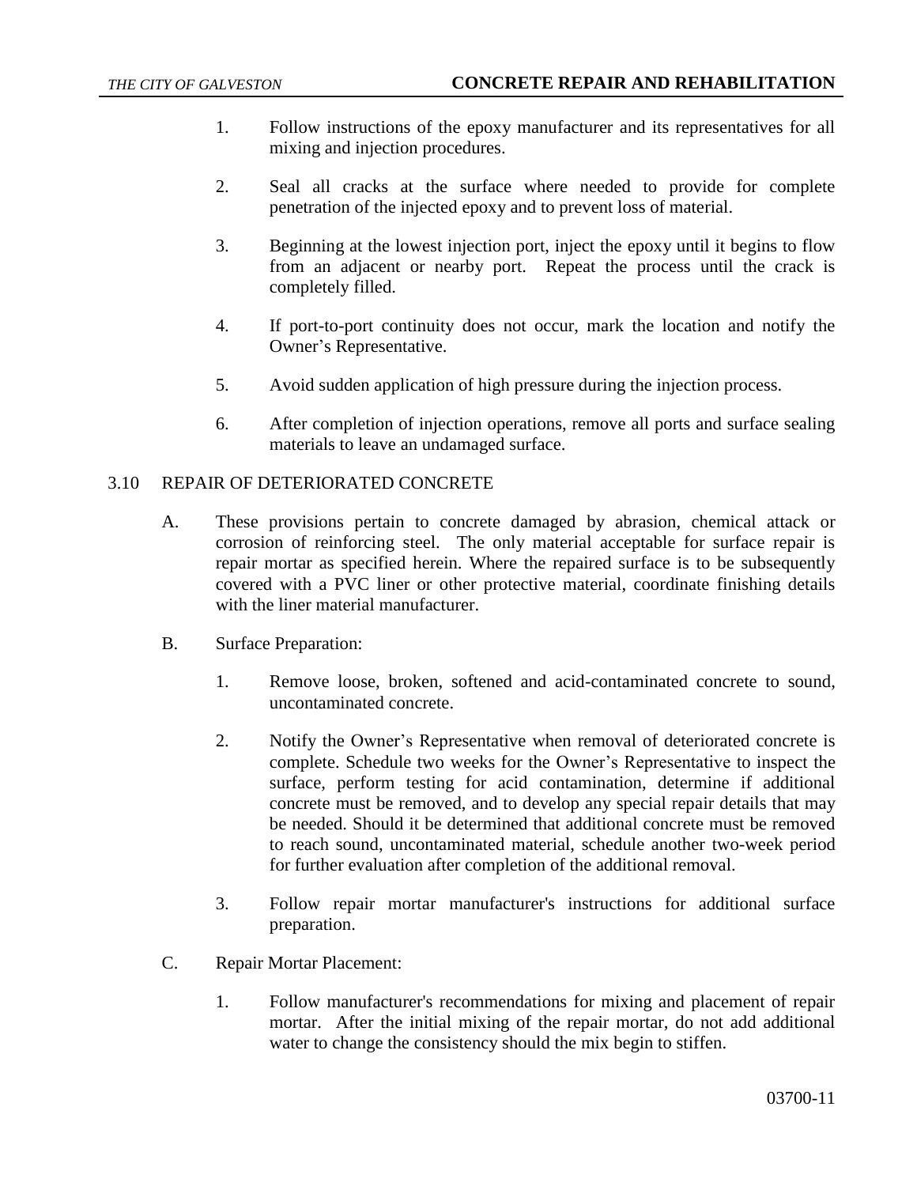1. Follow instructions of the epoxy manufacturer and its representatives for all mixing and injection procedures.

2. Seal all cracks at the surface where needed to provide for complete penetration of the injected epoxy and to prevent loss of material.

3. Beginning at the lowest injection port, inject the epoxy until it begins to flow from an adjacent or nearby port. Repeat the process until the crack is completely filled.

4. If port-to-port continuity does not occur, mark the location and notify the Owner's Representative.

5. Avoid sudden application of high pressure during the injection process.

6. After completion of injection operations, remove all ports and surface sealing materials to leave an undamaged surface.

## 3.10 REPAIR OF DETERIORATED CONCRETE

A. These provisions pertain to concrete damaged by abrasion, chemical attack or corrosion of reinforcing steel. The only material acceptable for surface repair is repair mortar as specified herein. Where the repaired surface is to be subsequently covered with a PVC liner or other protective material, coordinate finishing details with the liner material manufacturer.

B. Surface Preparation:

   1. Remove loose, broken, softened and acid-contaminated concrete to sound, uncontaminated concrete.

   2. Notify the Owner's Representative when removal of deteriorated concrete is complete. Schedule two weeks for the Owner's Representative to inspect the surface, perform testing for acid contamination, determine if additional concrete must be removed, and to develop any special repair details that may be needed. Should it be determined that additional concrete must be removed to reach sound, uncontaminated material, schedule another two-week period for further evaluation after completion of the additional removal.

   3. Follow repair mortar manufacturer's instructions for additional surface preparation.

C. Repair Mortar Placement:

   1. Follow manufacturer's recommendations for mixing and placement of repair mortar. After the initial mixing of the repair mortar, do not add additional water to change the consistency should the mix begin to stiffen.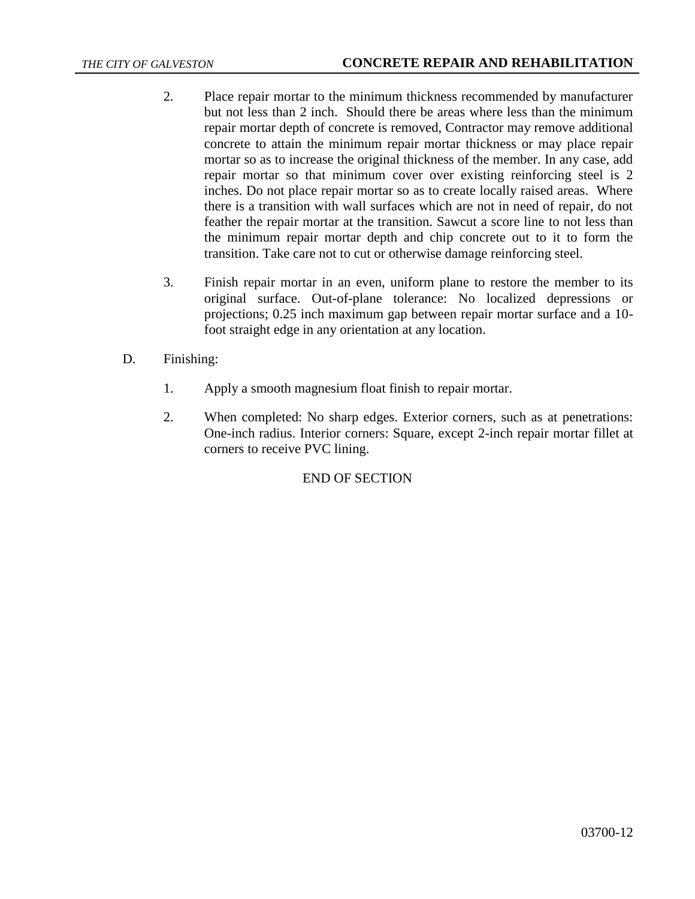2. Place repair mortar to the minimum thickness recommended by manufacturer but not less than 2 inch. Should there be areas where less than the minimum repair mortar depth of concrete is removed, Contractor may remove additional concrete to attain the minimum repair mortar thickness or may place repair mortar so as to increase the original thickness of the member. In any case, add repair mortar so that minimum cover over existing reinforcing steel is 2 inches. Do not place repair mortar so as to create locally raised areas. Where there is a transition with wall surfaces which are not in need of repair, do not feather the repair mortar at the transition. Sawcut a score line to not less than the minimum repair mortar depth and chip concrete out to it to form the transition. Take care not to cut or otherwise damage reinforcing steel.

3. Finish repair mortar in an even, uniform plane to restore the member to its original surface. Out-of-plane tolerance: No localized depressions or projections; 0.25 inch maximum gap between repair mortar surface and a 10-foot straight edge in any orientation at any location.

D. Finishing:

1. Apply a smooth magnesium float finish to repair mortar.

2. When completed: No sharp edges. Exterior corners, such as at penetrations: One-inch radius. Interior corners: Square, except 2-inch repair mortar fillet at corners to receive PVC lining.

END OF SECTION